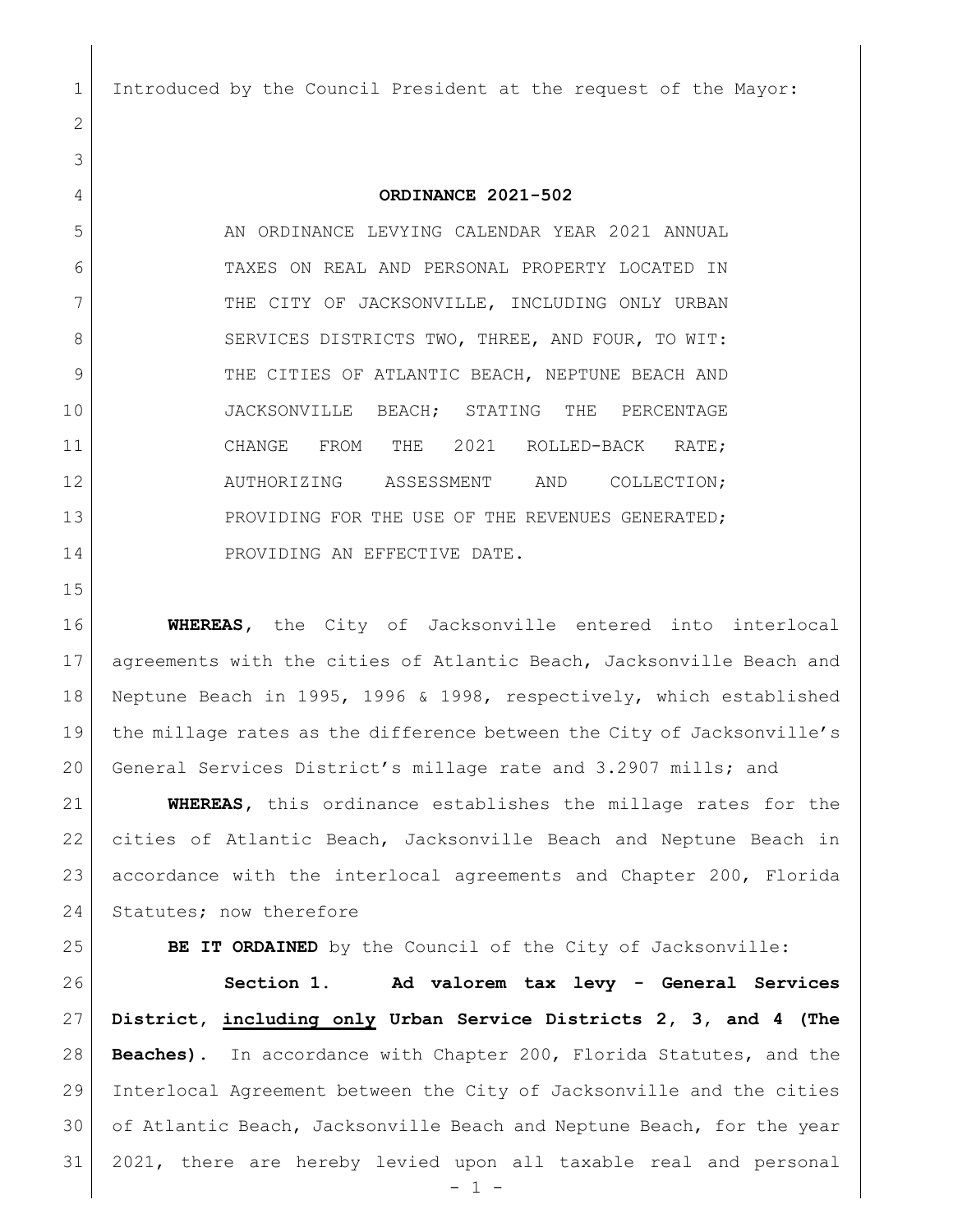Introduced by the Council President at the request of the Mayor:

## ORDINANCE 2021-502

AN ORDINANCE LEVYING CALENDAR YEAR 2021 ANNUAL TAXES ON REAL AND PERSONAL PROPERTY LOCATED IN THE CITY OF JACKSONVILLE, INCLUDING ONLY URBAN SERVICES DISTRICTS TWO, THREE, AND FOUR, TO WIT: THE CITIES OF ATLANTIC BEACH, NEPTUNE BEACH AND JACKSONVILLE BEACH; STATING THE PERCENTAGE CHANGE FROM THE 2021 ROLLED-BACK RATE; AUTHORIZING ASSESSMENT AND COLLECTION; PROVIDING FOR THE USE OF THE REVENUES GENERATED; PROVIDING AN EFFECTIVE DATE.

**WHEREAS**, the City of Jacksonville entered into interlocal agreements with the cities of Atlantic Beach, Jacksonville Beach and Neptune Beach in 1995, 1996 & 1998, respectively, which established the millage rates as the difference between the City of Jacksonville's General Services District's millage rate and 3.2907 mills; and

**WHEREAS**, this ordinance establishes the millage rates for the cities of Atlantic Beach, Jacksonville Beach and Neptune Beach in accordance with the interlocal agreements and Chapter 200, Florida Statutes; now therefore

**BE IT ORDAINED** by the Council of the City of Jacksonville:

**Section 1. Ad valorem tax levy - General Services District, <u>including only</u> Urban Service Districts 2, 3, and 4 (The Beaches).** In accordance with Chapter 200, Florida Statutes, and the Interlocal Agreement between the City of Jacksonville and the cities of Atlantic Beach, Jacksonville Beach and Neptune Beach, for the year 2021, there are hereby levied upon all taxable real and personal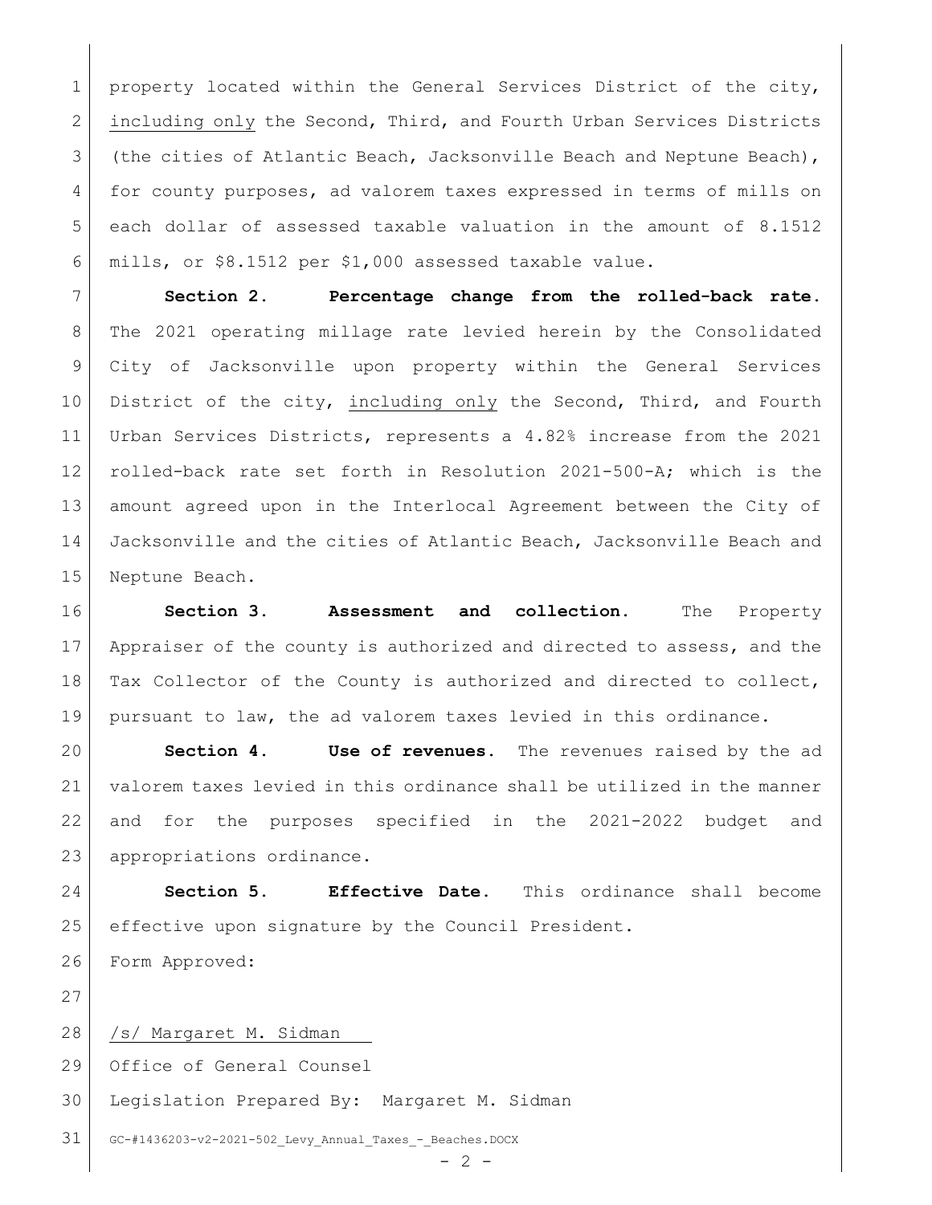property located within the General Services District of the city, <u>including only</u> the Second, Third, and Fourth Urban Services Districts (the cities of Atlantic Beach, Jacksonville Beach and Neptune Beach), for county purposes, ad valorem taxes expressed in terms of mills on each dollar of assessed taxable valuation in the amount of 8.1512 mills, or $8.1512 per $1,000 assessed taxable value.

**Section 2. Percentage change from the rolled-back rate.** The 2021 operating millage rate levied herein by the Consolidated City of Jacksonville upon property within the General Services District of the city, <u>including only</u> the Second, Third, and Fourth Urban Services Districts, represents a 4.82% increase from the 2021 rolled-back rate set forth in Resolution 2021-500-A; which is the amount agreed upon in the Interlocal Agreement between the City of Jacksonville and the cities of Atlantic Beach, Jacksonville Beach and Neptune Beach.

**Section 3. Assessment and collection.** The Property Appraiser of the county is authorized and directed to assess, and the Tax Collector of the County is authorized and directed to collect, pursuant to law, the ad valorem taxes levied in this ordinance.

**Section 4. Use of revenues.** The revenues raised by the ad valorem taxes levied in this ordinance shall be utilized in the manner and for the purposes specified in the 2021-2022 budget and appropriations ordinance.

**Section 5. Effective Date.** This ordinance shall become effective upon signature by the Council President.

Form Approved:

/s/ Margaret M. Sidman

Office of General Counsel

Legislation Prepared By: Margaret M. Sidman

GC-#1436203-v2-2021-502_Levy_Annual_Taxes_-_Beaches.DOCX